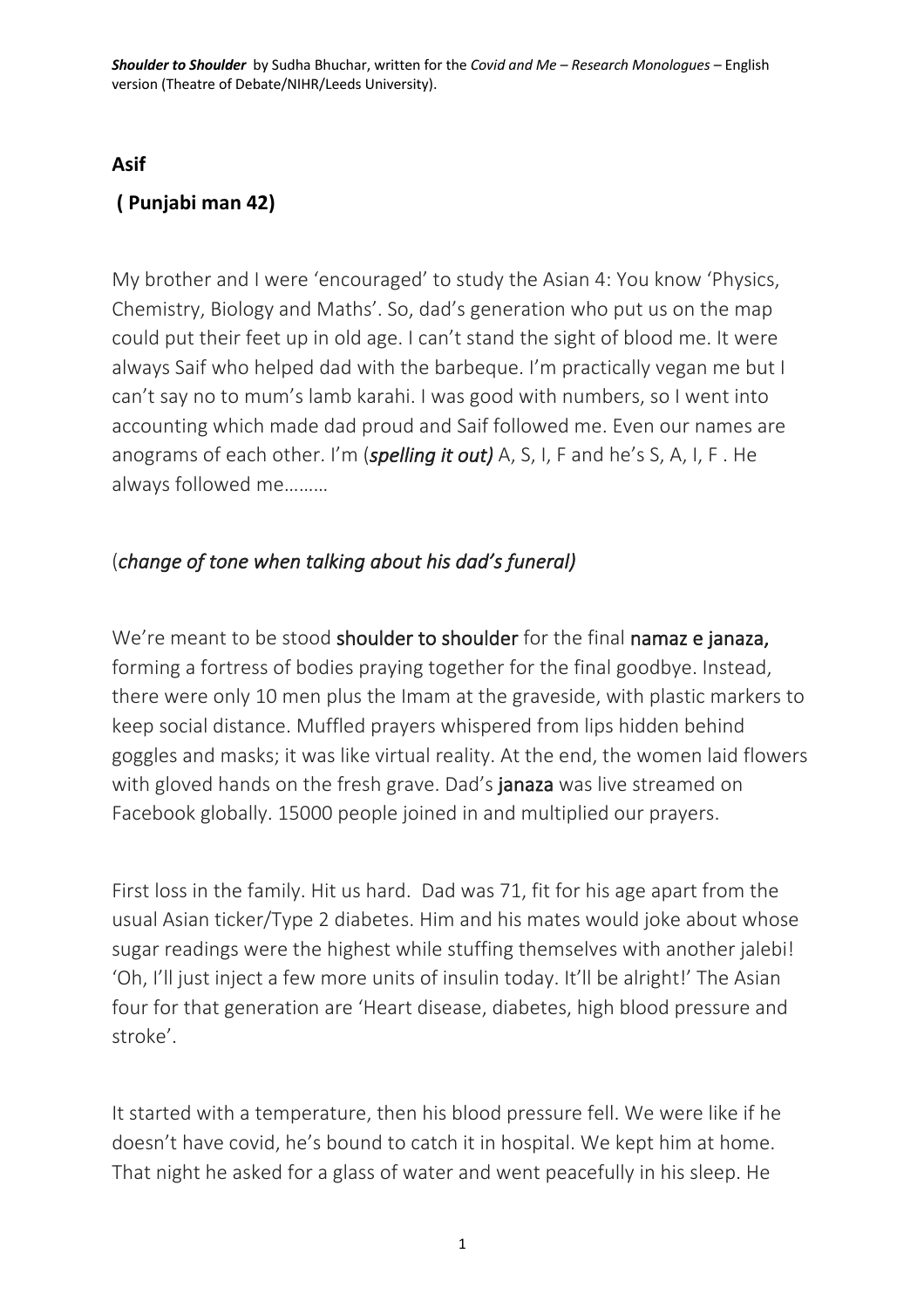***Shoulder to Shoulder*** by Sudha Bhuchar, written for the *Covid and Me – Research Monologues* – English version (Theatre of Debate/NIHR/Leeds University).

**Asif**

**( Punjabi man 42)**

My brother and I were 'encouraged' to study the Asian 4: You know 'Physics, Chemistry, Biology and Maths'. So, dad's generation who put us on the map could put their feet up in old age. I can't stand the sight of blood me. It were always Saif who helped dad with the barbeque. I'm practically vegan me but I can't say no to mum's lamb karahi. I was good with numbers, so I went into accounting which made dad proud and Saif followed me. Even our names are anograms of each other. I'm (***spelling it out)*** A, S, I, F and he's S, A, I, F . He always followed me………

(*change of tone when talking about his dad's funeral)*

We're meant to be stood **shoulder to shoulder** for the final **namaz e janaza,** forming a fortress of bodies praying together for the final goodbye. Instead, there were only 10 men plus the Imam at the graveside, with plastic markers to keep social distance. Muffled prayers whispered from lips hidden behind goggles and masks; it was like virtual reality. At the end, the women laid flowers with gloved hands on the fresh grave. Dad's **janaza** was live streamed on Facebook globally. 15000 people joined in and multiplied our prayers.

First loss in the family. Hit us hard. Dad was 71, fit for his age apart from the usual Asian ticker/Type 2 diabetes. Him and his mates would joke about whose sugar readings were the highest while stuffing themselves with another jalebi! 'Oh, I'll just inject a few more units of insulin today. It'll be alright!' The Asian four for that generation are 'Heart disease, diabetes, high blood pressure and stroke'.

It started with a temperature, then his blood pressure fell. We were like if he doesn't have covid, he's bound to catch it in hospital. We kept him at home. That night he asked for a glass of water and went peacefully in his sleep. He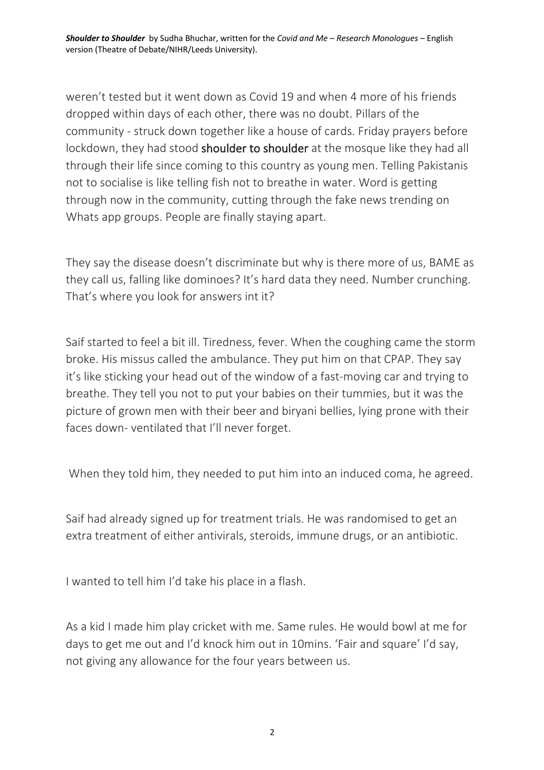weren't tested but it went down as Covid 19 and when 4 more of his friends dropped within days of each other, there was no doubt. Pillars of the community - struck down together like a house of cards. Friday prayers before lockdown, they had stood **shoulder to shoulder** at the mosque like they had all through their life since coming to this country as young men. Telling Pakistanis not to socialise is like telling fish not to breathe in water. Word is getting through now in the community, cutting through the fake news trending on Whats app groups. People are finally staying apart.

They say the disease doesn't discriminate but why is there more of us, BAME as they call us, falling like dominoes? It's hard data they need. Number crunching. That's where you look for answers int it?

Saif started to feel a bit ill. Tiredness, fever. When the coughing came the storm broke. His missus called the ambulance. They put him on that CPAP. They say it's like sticking your head out of the window of a fast-moving car and trying to breathe. They tell you not to put your babies on their tummies, but it was the picture of grown men with their beer and biryani bellies, lying prone with their faces down- ventilated that I'll never forget.

When they told him, they needed to put him into an induced coma, he agreed.

Saif had already signed up for treatment trials. He was randomised to get an extra treatment of either antivirals, steroids, immune drugs, or an antibiotic.

I wanted to tell him I'd take his place in a flash.

As a kid I made him play cricket with me. Same rules. He would bowl at me for days to get me out and I'd knock him out in 10mins. 'Fair and square' I'd say, not giving any allowance for the four years between us.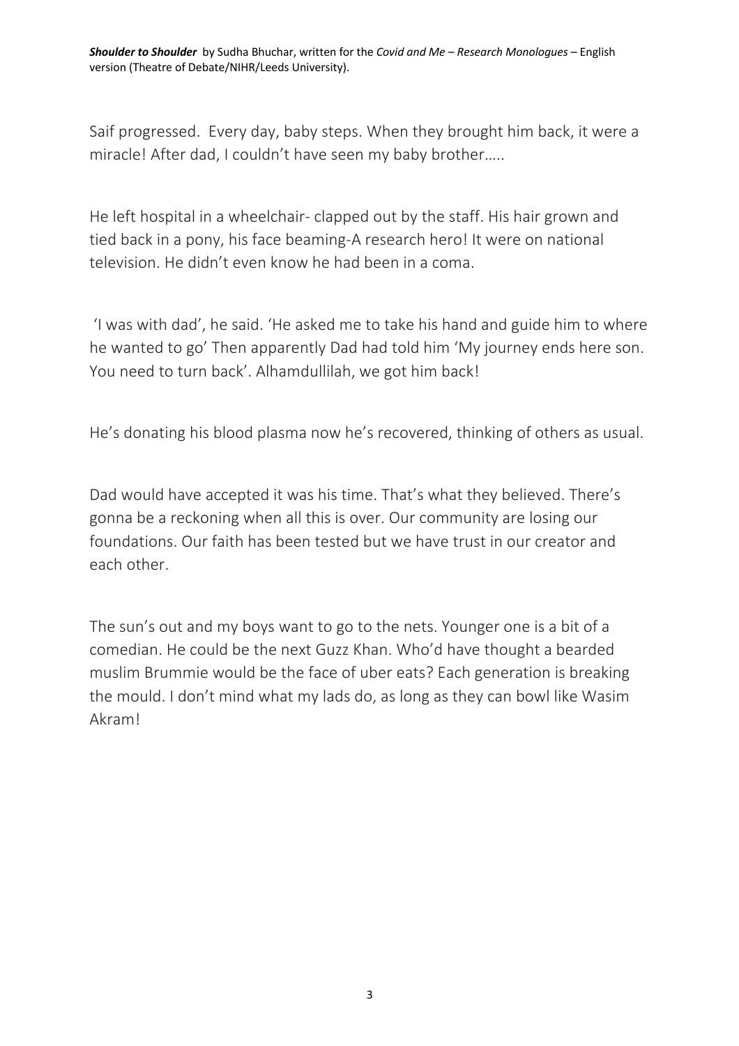Saif progressed.  Every day, baby steps. When they brought him back, it were a miracle! After dad, I couldn't have seen my baby brother.....

He left hospital in a wheelchair- clapped out by the staff. His hair grown and tied back in a pony, his face beaming-A research hero! It were on national television. He didn't even know he had been in a coma.

'I was with dad', he said. 'He asked me to take his hand and guide him to where he wanted to go' Then apparently Dad had told him 'My journey ends here son. You need to turn back'. Alhamdullilah, we got him back!

He's donating his blood plasma now he's recovered, thinking of others as usual.

Dad would have accepted it was his time. That's what they believed. There's gonna be a reckoning when all this is over. Our community are losing our foundations. Our faith has been tested but we have trust in our creator and each other.

The sun's out and my boys want to go to the nets. Younger one is a bit of a comedian. He could be the next Guzz Khan. Who'd have thought a bearded muslim Brummie would be the face of uber eats? Each generation is breaking the mould. I don't mind what my lads do, as long as they can bowl like Wasim Akram!